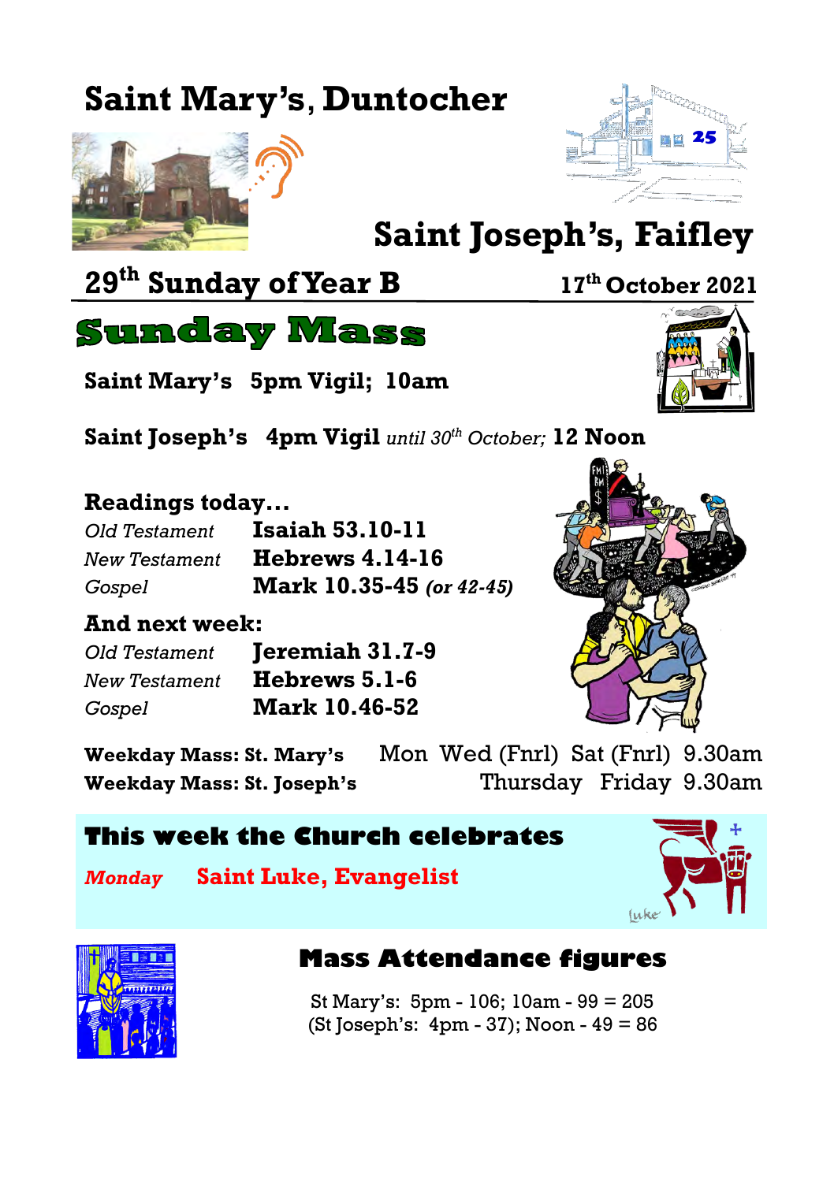# Saint Mary's, Duntocher

# Saint Joseph's, Faifley

**29th Sunday of Year B** — **17th October 2021**

## Sunday Mass

**Saint Mary's 5pm Vigil; 10am**

**Saint Joseph's 4pm Vigil** *until 30th October;* **12 Noon**

### Readings today...

| | |
|---|---|
| *Old Testament* | **Isaiah 53.10-11** |
| *New Testament* | **Hebrews 4.14-16** |
| *Gospel* | **Mark 10.35-45** ***(or 42-45)*** |

### And next week:

| | |
|---|---|
| *Old Testament* | **Jeremiah 31.7-9** |
| *New Testament* | **Hebrews 5.1-6** |
| *Gospel* | **Mark 10.46-52** |

**Weekday Mass: St. Mary's** Mon Wed (Fnrl) Sat (Fnrl) 9.30am

**Weekday Mass: St. Joseph's** Thursday Friday 9.30am

### This week the Church celebrates

***Monday*** **Saint Luke, Evangelist**

### Mass Attendance figures

St Mary's: 5pm - 106; 10am - 99 = 205
(St Joseph's: 4pm - 37); Noon - 49 = 86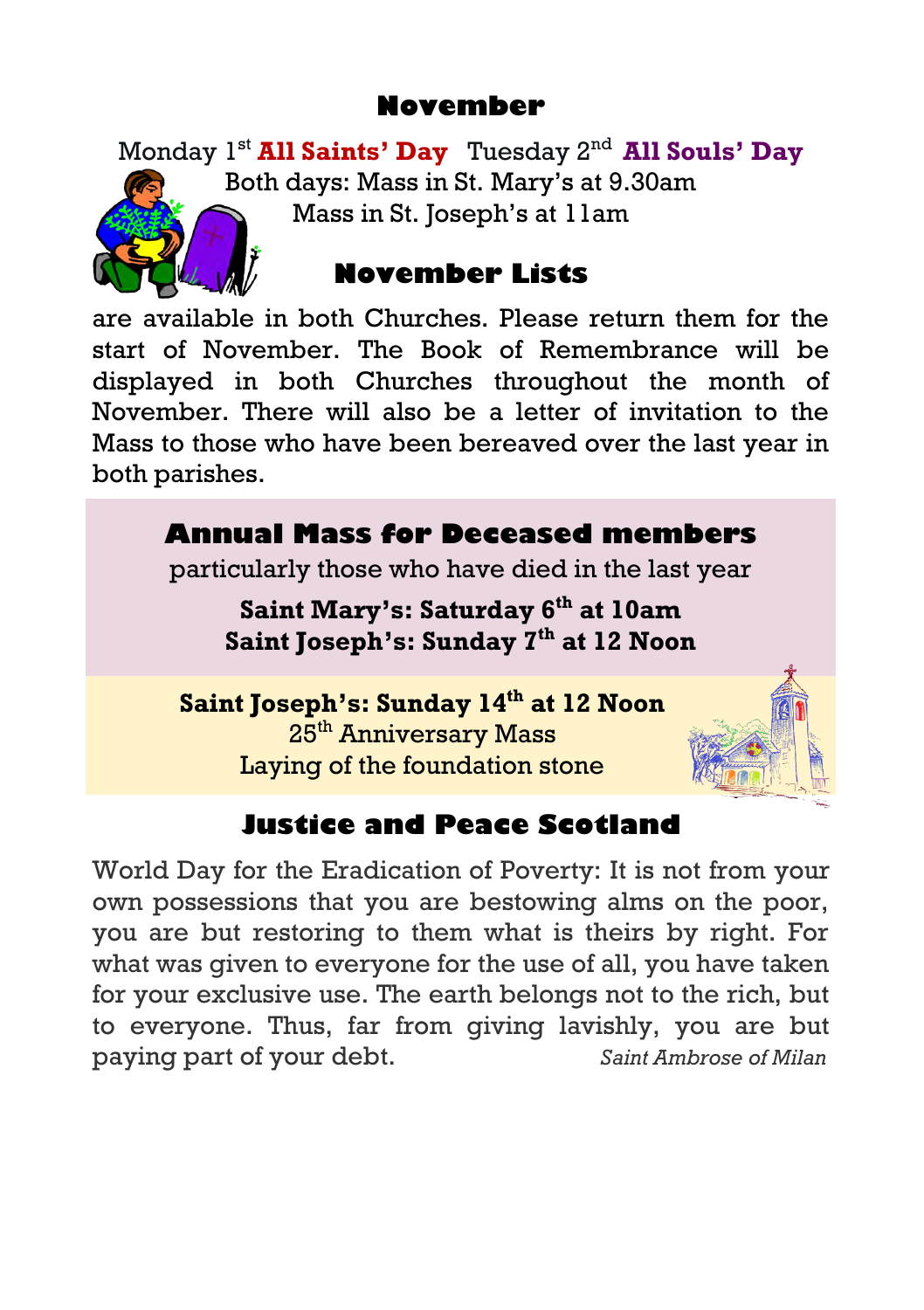## November

Monday 1st **All Saints' Day** Tuesday 2nd **All Souls' Day**

Both days: Mass in St. Mary's at 9.30am

Mass in St. Joseph's at 11am

## November Lists

are available in both Churches. Please return them for the start of November. The Book of Remembrance will be displayed in both Churches throughout the month of November. There will also be a letter of invitation to the Mass to those who have been bereaved over the last year in both parishes.

## Annual Mass for Deceased members

particularly those who have died in the last year

**Saint Mary's: Saturday 6th at 10am**
**Saint Joseph's: Sunday 7th at 12 Noon**

**Saint Joseph's: Sunday 14th at 12 Noon**

25th Anniversary Mass

Laying of the foundation stone

## Justice and Peace Scotland

World Day for the Eradication of Poverty: It is not from your own possessions that you are bestowing alms on the poor, you are but restoring to them what is theirs by right. For what was given to everyone for the use of all, you have taken for your exclusive use. The earth belongs not to the rich, but to everyone. Thus, far from giving lavishly, you are but paying part of your debt. *Saint Ambrose of Milan*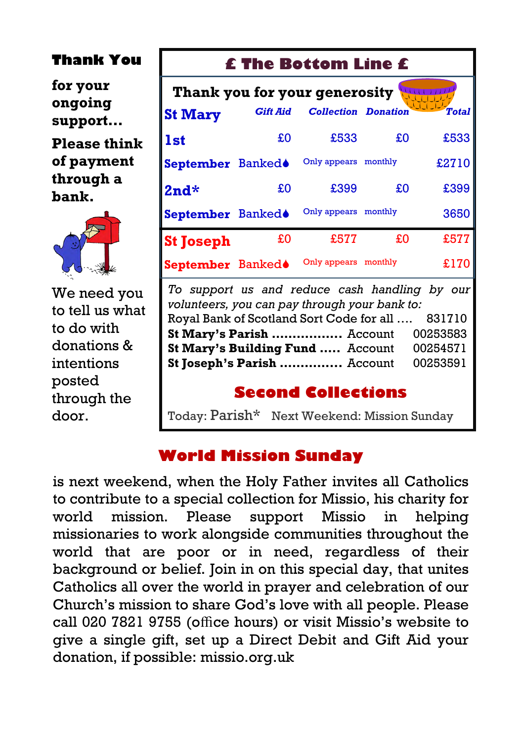**Thank You**

**for your ongoing support…**

**Please think of payment through a bank.**

We need you to tell us what to do with donations & intentions posted through the door.

## £ The Bottom Line £

**Thank you for your generosity**

| St Mary | Gift Aid | Collection | Donation | Total |
|---|---|---|---|---|
| 1st | £0 | £533 | £0 | £533 |
| September | Banked♦ | Only appears | monthly | £2710 |
| 2nd* | £0 | £399 | £0 | £399 |
| September | Banked♦ | Only appears | monthly | 3650 |
| **St Joseph** | £0 | £577 | £0 | £577 |
| September | Banked♦ | Only appears | monthly | £170 |

*To support us and reduce cash handling by our volunteers, you can pay through your bank to:*

Royal Bank of Scotland Sort Code for all …. 831710

**St Mary's Parish** ................. Account 00253583

**St Mary's Building Fund** ..... Account 00254571

**St Joseph's Parish** ............... Account 00253591

### Second Collections

Today: Parish* Next Weekend: Mission Sunday

## World Mission Sunday

is next weekend, when the Holy Father invites all Catholics to contribute to a special collection for Missio, his charity for world mission. Please support Missio in helping missionaries to work alongside communities throughout the world that are poor or in need, regardless of their background or belief. Join in on this special day, that unites Catholics all over the world in prayer and celebration of our Church's mission to share God's love with all people. Please call 020 7821 9755 (office hours) or visit Missio's website to give a single gift, set up a Direct Debit and Gift Aid your donation, if possible: missio.org.uk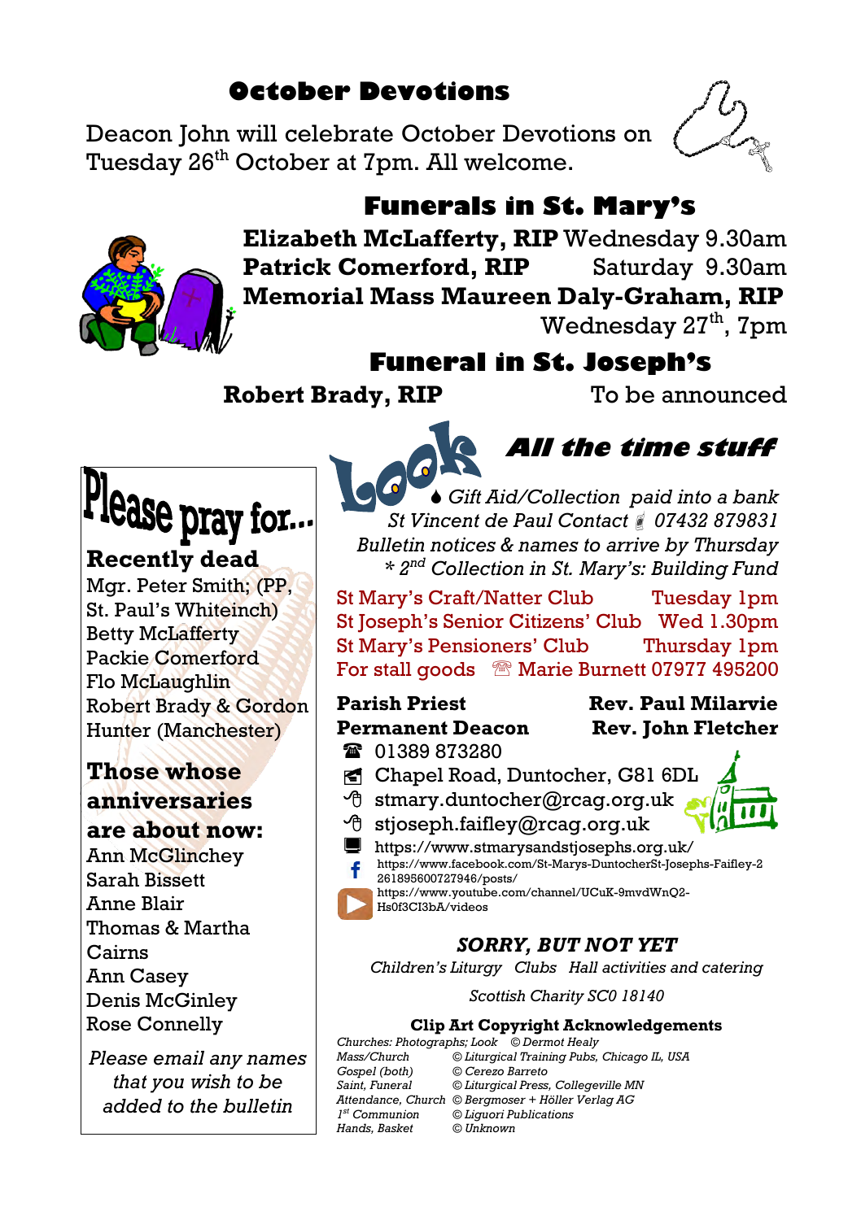## October Devotions

Deacon John will celebrate October Devotions on Tuesday 26th October at 7pm. All welcome.

## Funerals in St. Mary's

**Elizabeth McLafferty, RIP** Wednesday 9.30am
**Patrick Comerford, RIP** Saturday 9.30am
**Memorial Mass Maureen Daly-Graham, RIP** Wednesday 27th, 7pm

## Funeral in St. Joseph's

**Robert Brady, RIP** To be announced

## Please pray for...

### Recently dead

Mgr. Peter Smith; (PP, St. Paul's Whiteinch)
Betty McLafferty
Packie Comerford
Flo McLaughlin
Robert Brady & Gordon Hunter (Manchester)

### Those whose anniversaries are about now:

Ann McGlinchey
Sarah Bissett
Anne Blair
Thomas & Martha Cairns
Ann Casey
Denis McGinley
Rose Connelly

*Please email any names that you wish to be added to the bulletin*

## Look — *All the time stuff*

*Gift Aid/Collection paid into a bank*
*St Vincent de Paul Contact 07432 879831*
*Bulletin notices & names to arrive by Thursday*
*\* 2nd Collection in St. Mary's: Building Fund*

St Mary's Craft/Natter Club — Tuesday 1pm
St Joseph's Senior Citizens' Club — Wed 1.30pm
St Mary's Pensioners' Club — Thursday 1pm
For stall goods — Marie Burnett 07977 495200

**Parish Priest** — **Rev. Paul Milarvie**
**Permanent Deacon** — **Rev. John Fletcher**

01389 873280
Chapel Road, Duntocher, G81 6DL
stmary.duntocher@rcag.org.uk
stjoseph.faifley@rcag.org.uk
https://www.stmarysandstjosephs.org.uk/
https://www.facebook.com/St-Marys-DuntocherSt-Josephs-Faifley-2261895600727946/posts/
https://www.youtube.com/channel/UCuK-9mvdWnQ2-Hs0f3CI3bA/videos

### *SORRY, BUT NOT YET*

*Children's Liturgy Clubs Hall activities and catering*

*Scottish Charity SC0 18140*

### Clip Art Copyright Acknowledgements

*Churches: Photographs; Look* — *© Dermot Healy*
*Mass/Church* — *© Liturgical Training Pubs, Chicago IL, USA*
*Gospel (both)* — *© Cerezo Barreto*
*Saint, Funeral* — *© Liturgical Press, Collegeville MN*
*Attendance, Church* — *© Bergmoser + Höller Verlag AG*
*1st Communion* — *© Liguori Publications*
*Hands, Basket* — *© Unknown*